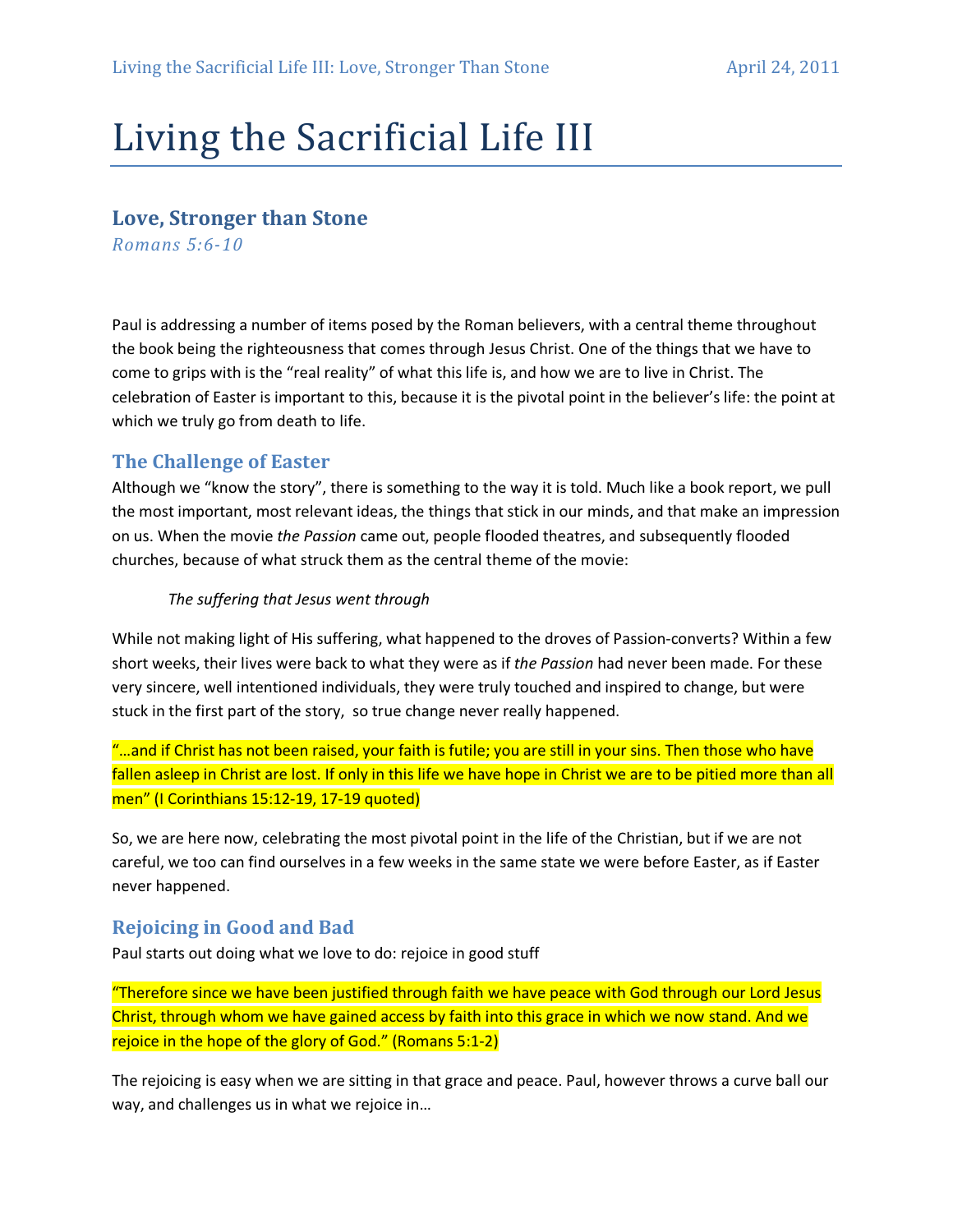# Living the Sacrificial Life III

## Love, Stronger than Stone

*Romans 5:6-10*

Paul is addressing a number of items posed by the Roman believers, with a central theme throughout the book being the righteousness that comes through Jesus Christ. One of the things that we have to come to grips with is the "real reality" of what this life is, and how we are to live in Christ. The celebration of Easter is important to this, because it is the pivotal point in the believer's life: the point at which we truly go from death to life.

### The Challenge of Easter

Although we "know the story", there is something to the way it is told. Much like a book report, we pull the most important, most relevant ideas, the things that stick in our minds, and that make an impression on us. When the movie *the Passion* came out, people flooded theatres, and subsequently flooded churches, because of what struck them as the central theme of the movie:

> *The suffering that Jesus went through*

While not making light of His suffering, what happened to the droves of Passion-converts? Within a few short weeks, their lives were back to what they were as if *the Passion* had never been made. For these very sincere, well intentioned individuals, they were truly touched and inspired to change, but were stuck in the first part of the story, so true change never really happened.

"…and if Christ has not been raised, your faith is futile; you are still in your sins. Then those who have fallen asleep in Christ are lost. If only in this life we have hope in Christ we are to be pitied more than all men" (I Corinthians 15:12-19, 17-19 quoted)

So, we are here now, celebrating the most pivotal point in the life of the Christian, but if we are not careful, we too can find ourselves in a few weeks in the same state we were before Easter, as if Easter never happened.

### Rejoicing in Good and Bad

Paul starts out doing what we love to do: rejoice in good stuff

"Therefore since we have been justified through faith we have peace with God through our Lord Jesus Christ, through whom we have gained access by faith into this grace in which we now stand. And we rejoice in the hope of the glory of God." (Romans 5:1-2)

The rejoicing is easy when we are sitting in that grace and peace. Paul, however throws a curve ball our way, and challenges us in what we rejoice in…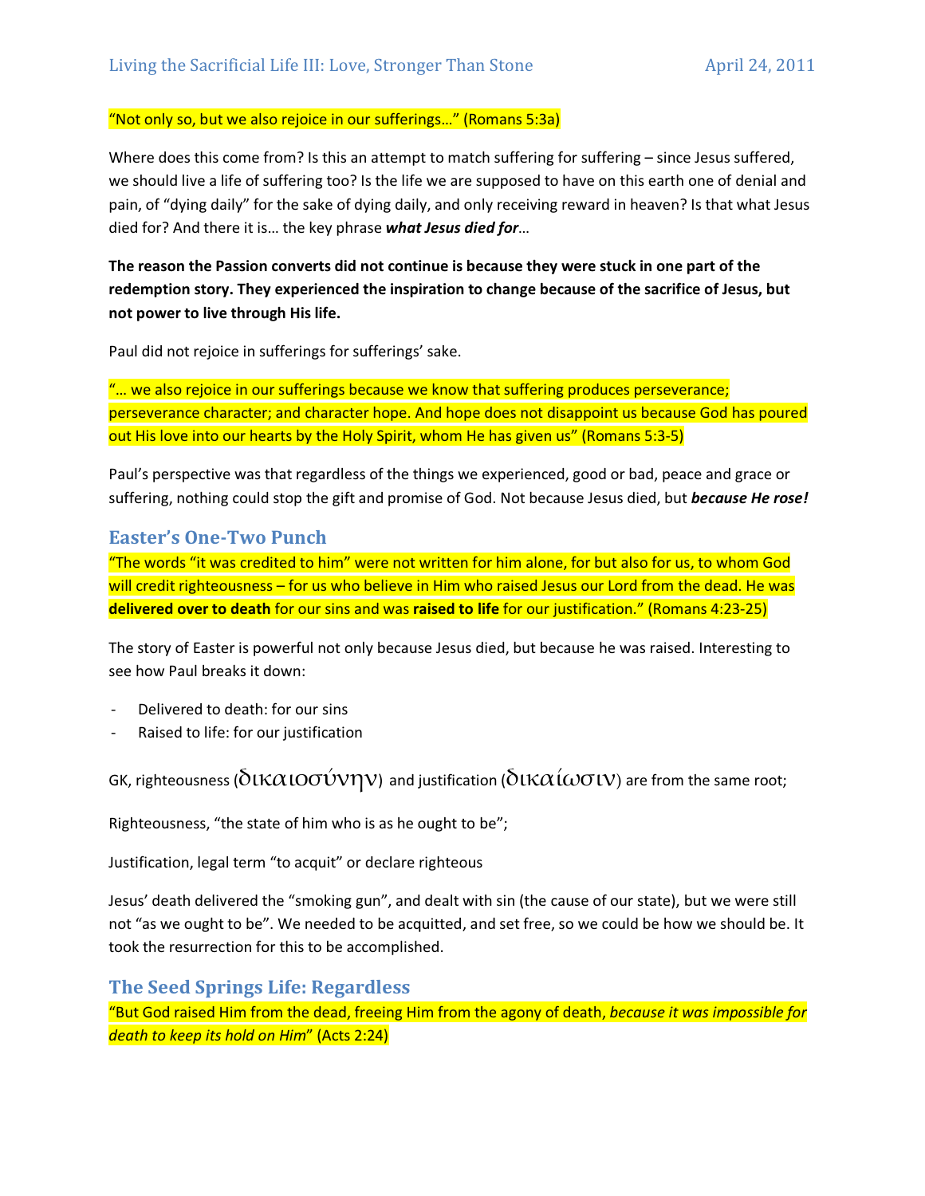"Not only so, but we also rejoice in our sufferings…" (Romans 5:3a)

Where does this come from? Is this an attempt to match suffering for suffering – since Jesus suffered, we should live a life of suffering too? Is the life we are supposed to have on this earth one of denial and pain, of "dying daily" for the sake of dying daily, and only receiving reward in heaven? Is that what Jesus died for? And there it is… the key phrase ***what Jesus died for***…

**The reason the Passion converts did not continue is because they were stuck in one part of the redemption story. They experienced the inspiration to change because of the sacrifice of Jesus, but not power to live through His life.**

Paul did not rejoice in sufferings for sufferings' sake.

"… we also rejoice in our sufferings because we know that suffering produces perseverance; perseverance character; and character hope. And hope does not disappoint us because God has poured out His love into our hearts by the Holy Spirit, whom He has given us" (Romans 5:3-5)

Paul's perspective was that regardless of the things we experienced, good or bad, peace and grace or suffering, nothing could stop the gift and promise of God. Not because Jesus died, but ***because He rose!***

## Easter's One-Two Punch

"The words "it was credited to him" were not written for him alone, for but also for us, to whom God will credit righteousness – for us who believe in Him who raised Jesus our Lord from the dead. He was **delivered over to death** for our sins and was **raised to life** for our justification." (Romans 4:23-25)

The story of Easter is powerful not only because Jesus died, but because he was raised. Interesting to see how Paul breaks it down:

- Delivered to death: for our sins
- Raised to life: for our justification

GK, righteousness (δικαιοσύνην) and justification (δικαίωσιν) are from the same root;

Righteousness, "the state of him who is as he ought to be";

Justification, legal term "to acquit" or declare righteous

Jesus' death delivered the "smoking gun", and dealt with sin (the cause of our state), but we were still not "as we ought to be". We needed to be acquitted, and set free, so we could be how we should be. It took the resurrection for this to be accomplished.

## The Seed Springs Life: Regardless

"But God raised Him from the dead, freeing Him from the agony of death, *because it was impossible for death to keep its hold on Him*" (Acts 2:24)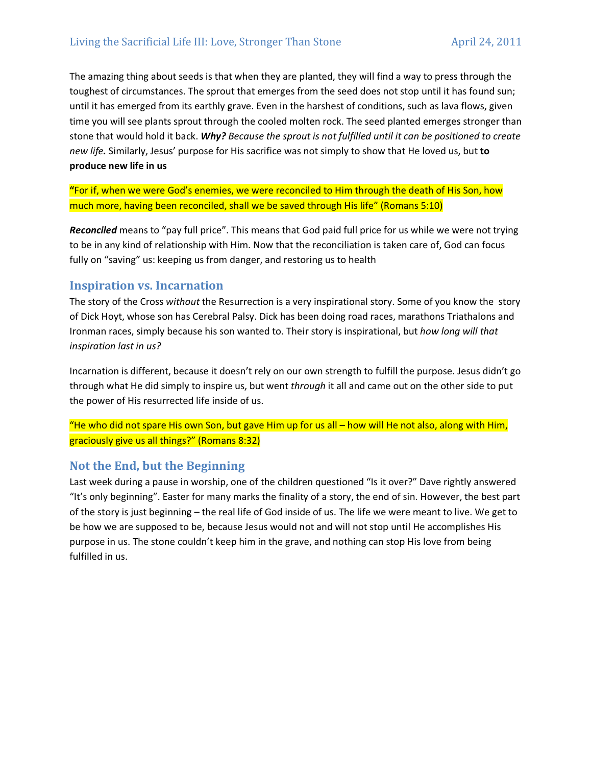The amazing thing about seeds is that when they are planted, they will find a way to press through the toughest of circumstances. The sprout that emerges from the seed does not stop until it has found sun; until it has emerged from its earthly grave. Even in the harshest of conditions, such as lava flows, given time you will see plants sprout through the cooled molten rock. The seed planted emerges stronger than stone that would hold it back. ***Why?*** *Because the sprout is not fulfilled until it can be positioned to create new life.* Similarly, Jesus' purpose for His sacrifice was not simply to show that He loved us, but **to produce new life in us**

**"**For if, when we were God's enemies, we were reconciled to Him through the death of His Son, how much more, having been reconciled, shall we be saved through His life" (Romans 5:10)

***Reconciled*** means to "pay full price". This means that God paid full price for us while we were not trying to be in any kind of relationship with Him. Now that the reconciliation is taken care of, God can focus fully on "saving" us: keeping us from danger, and restoring us to health

## Inspiration vs. Incarnation

The story of the Cross *without* the Resurrection is a very inspirational story. Some of you know the story of Dick Hoyt, whose son has Cerebral Palsy. Dick has been doing road races, marathons Triathalons and Ironman races, simply because his son wanted to. Their story is inspirational, but *how long will that inspiration last in us?*

Incarnation is different, because it doesn't rely on our own strength to fulfill the purpose. Jesus didn't go through what He did simply to inspire us, but went *through* it all and came out on the other side to put the power of His resurrected life inside of us.

"He who did not spare His own Son, but gave Him up for us all – how will He not also, along with Him, graciously give us all things?" (Romans 8:32)

## Not the End, but the Beginning

Last week during a pause in worship, one of the children questioned "Is it over?" Dave rightly answered "It's only beginning". Easter for many marks the finality of a story, the end of sin. However, the best part of the story is just beginning – the real life of God inside of us. The life we were meant to live. We get to be how we are supposed to be, because Jesus would not and will not stop until He accomplishes His purpose in us. The stone couldn't keep him in the grave, and nothing can stop His love from being fulfilled in us.